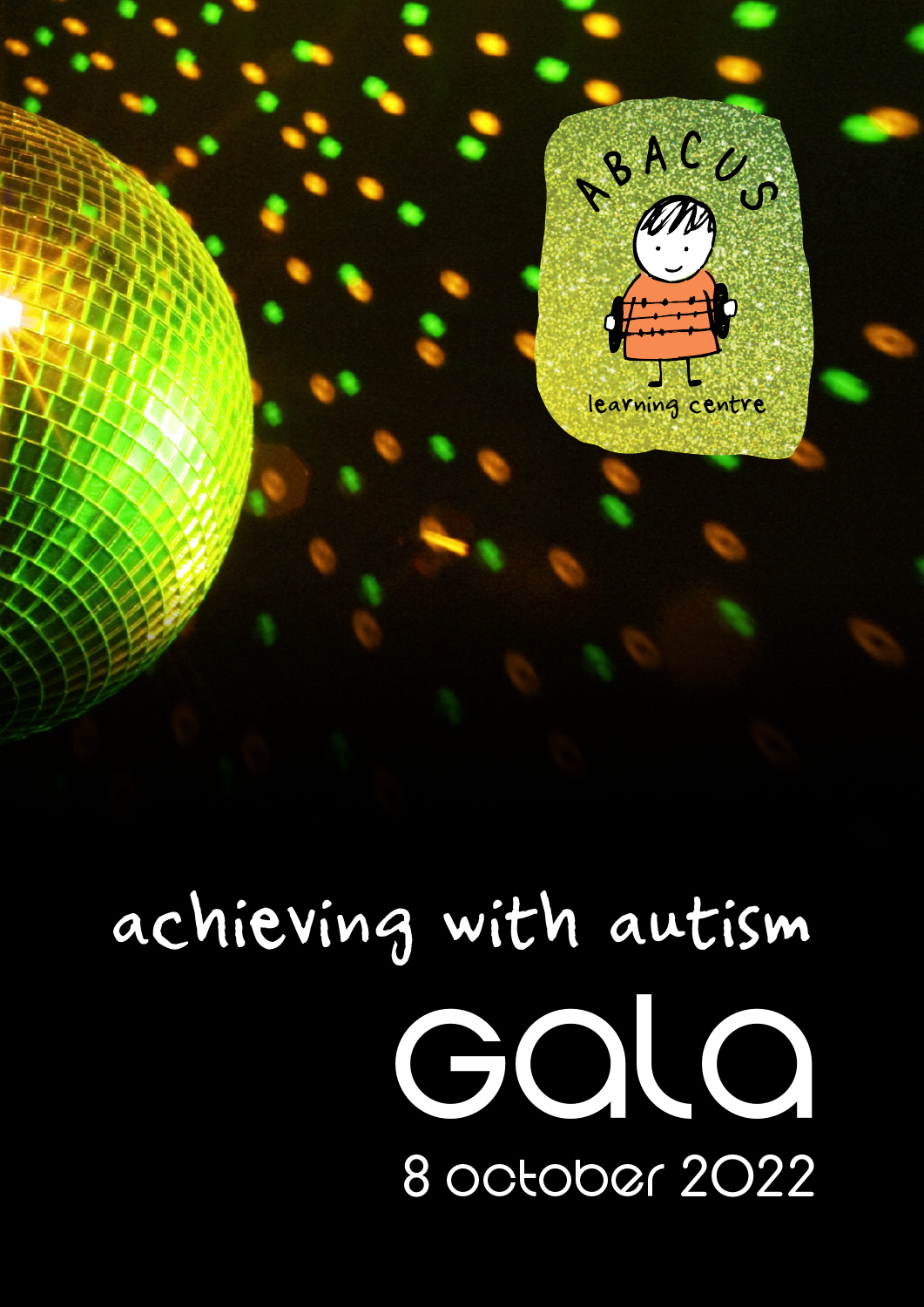ABACUS

learning centre

# achieving with autism

# gala

8 october 2022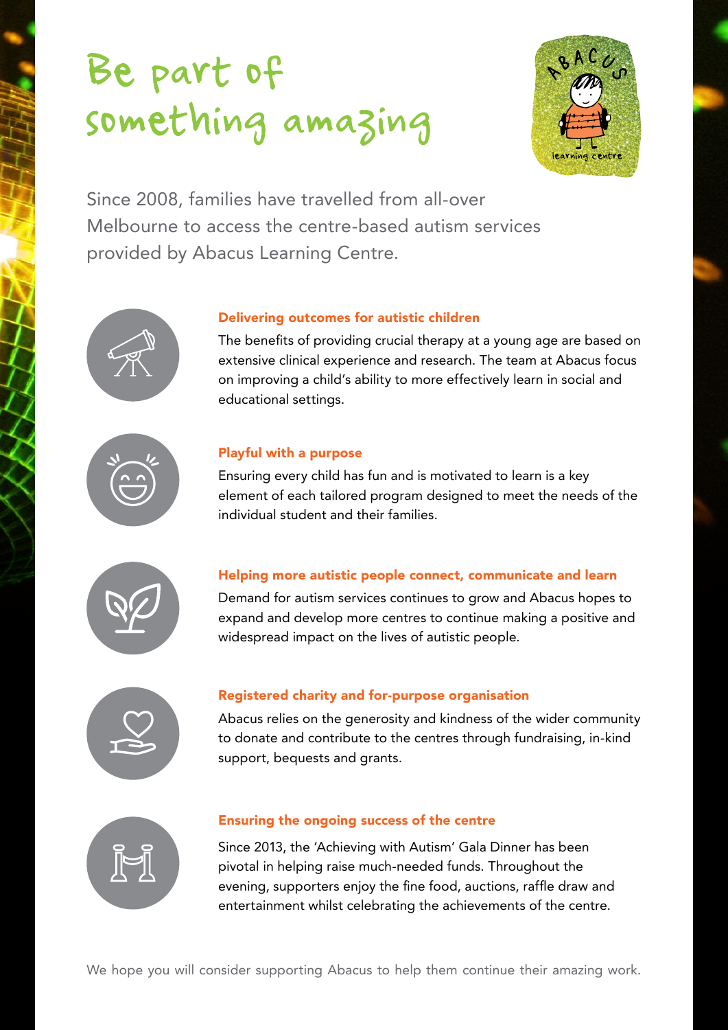# Be part of something amazing

Since 2008, families have travelled from all-over Melbourne to access the centre-based autism services provided by Abacus Learning Centre.

### Delivering outcomes for autistic children

The benefits of providing crucial therapy at a young age are based on extensive clinical experience and research. The team at Abacus focus on improving a child's ability to more effectively learn in social and educational settings.

### Playful with a purpose

Ensuring every child has fun and is motivated to learn is a key element of each tailored program designed to meet the needs of the individual student and their families.

### Helping more autistic people connect, communicate and learn

Demand for autism services continues to grow and Abacus hopes to expand and develop more centres to continue making a positive and widespread impact on the lives of autistic people.

### Registered charity and for-purpose organisation

Abacus relies on the generosity and kindness of the wider community to donate and contribute to the centres through fundraising, in-kind support, bequests and grants.

### Ensuring the ongoing success of the centre

Since 2013, the 'Achieving with Autism' Gala Dinner has been pivotal in helping raise much-needed funds. Throughout the evening, supporters enjoy the fine food, auctions, raffle draw and entertainment whilst celebrating the achievements of the centre.

We hope you will consider supporting Abacus to help them continue their amazing work.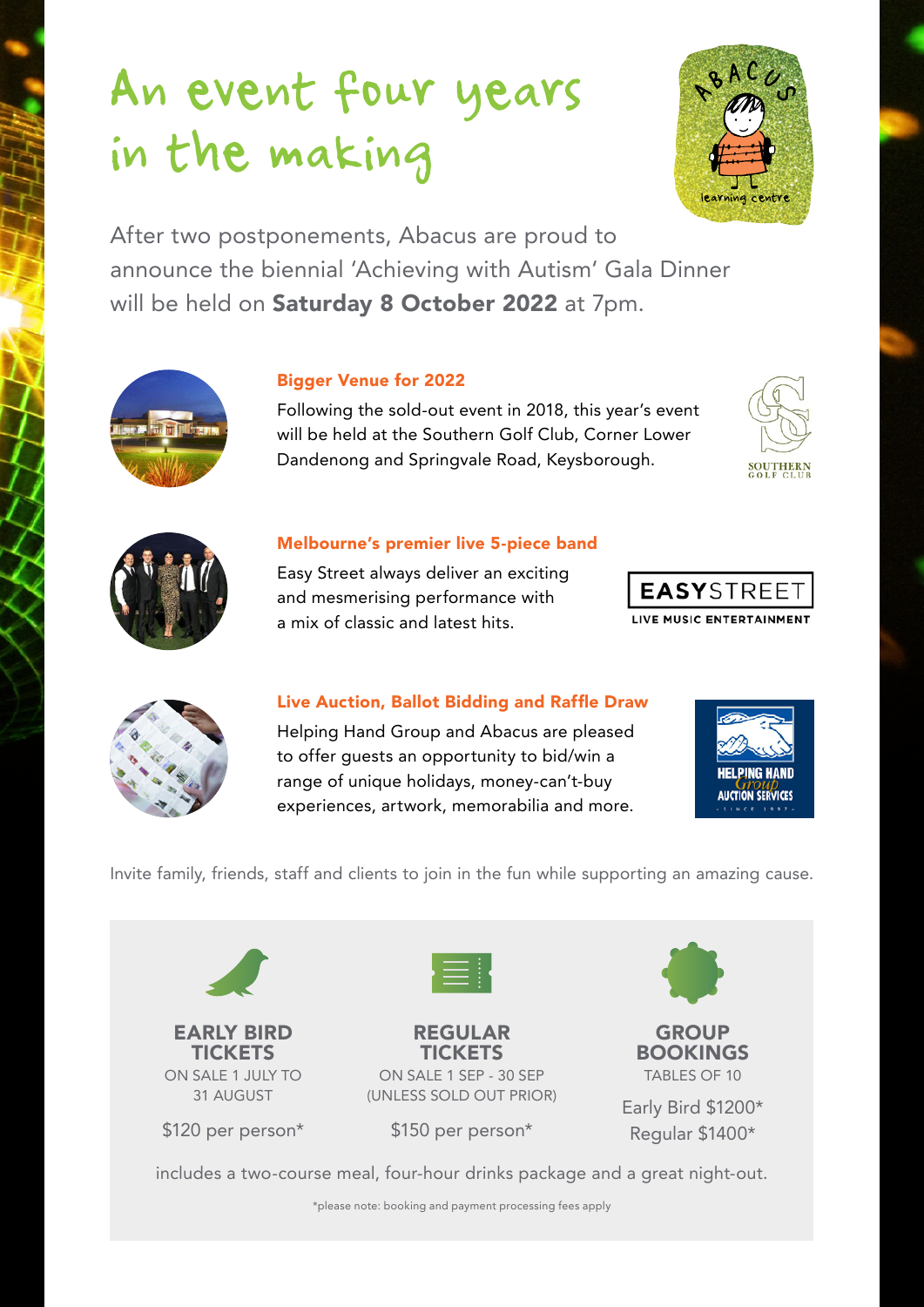# An event four years in the making

After two postponements, Abacus are proud to announce the biennial 'Achieving with Autism' Gala Dinner will be held on **Saturday 8 October 2022** at 7pm.

### Bigger Venue for 2022

Following the sold-out event in 2018, this year's event will be held at the Southern Golf Club, Corner Lower Dandenong and Springvale Road, Keysborough.

### Melbourne's premier live 5-piece band

Easy Street always deliver an exciting and mesmerising performance with a mix of classic and latest hits.

### Live Auction, Ballot Bidding and Raffle Draw

Helping Hand Group and Abacus are pleased to offer guests an opportunity to bid/win a range of unique holidays, money-can't-buy experiences, artwork, memorabilia and more.

Invite family, friends, staff and clients to join in the fun while supporting an amazing cause.

**EARLY BIRD TICKETS**
ON SALE 1 JULY TO 31 AUGUST
$120 per person*

**REGULAR TICKETS**
ON SALE 1 SEP - 30 SEP (UNLESS SOLD OUT PRIOR)
$150 per person*

**GROUP BOOKINGS**
TABLES OF 10
Early Bird $1200*
Regular $1400*

includes a two-course meal, four-hour drinks package and a great night-out.

*please note: booking and payment processing fees apply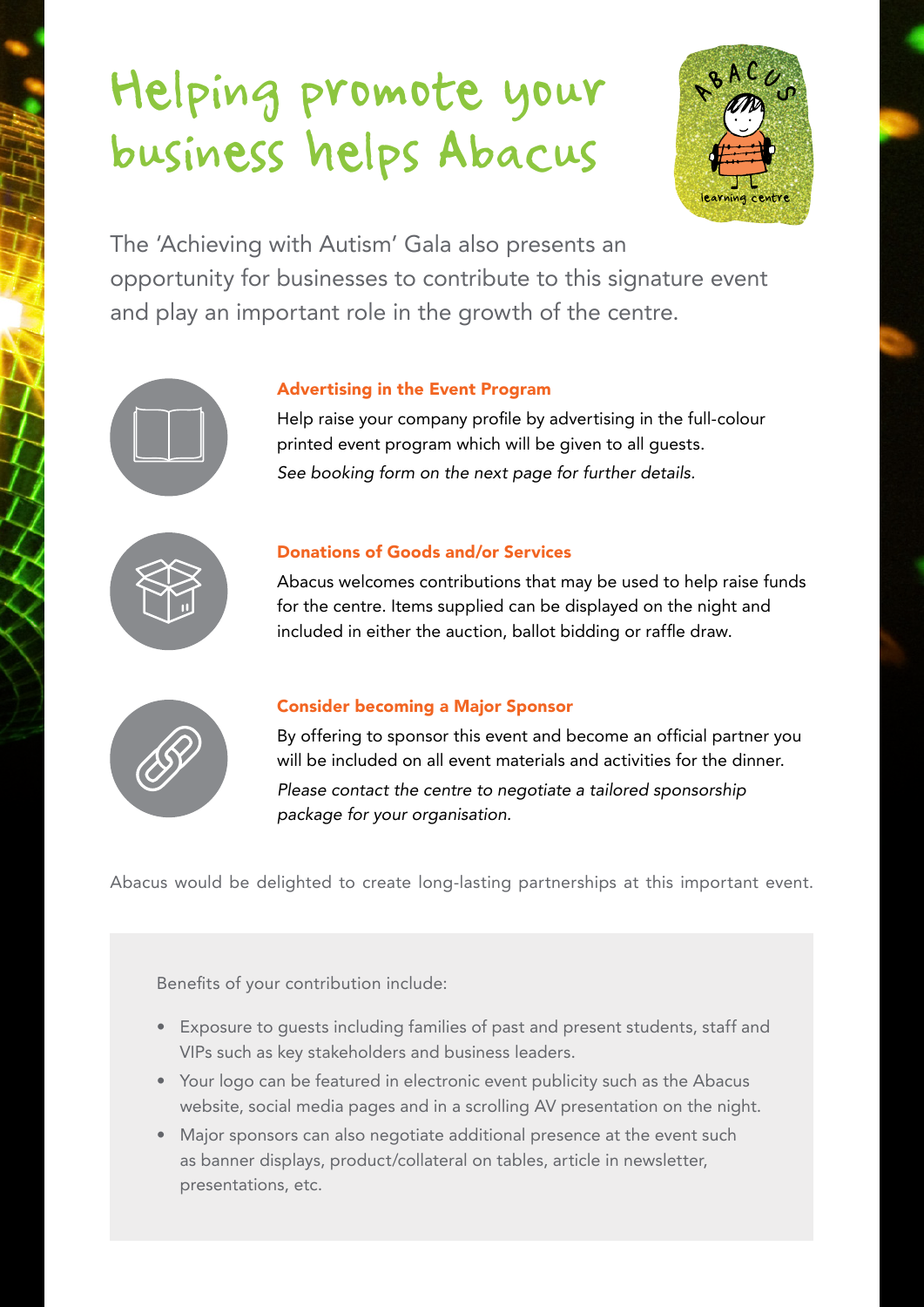# Helping promote your business helps Abacus

The 'Achieving with Autism' Gala also presents an opportunity for businesses to contribute to this signature event and play an important role in the growth of the centre.

### Advertising in the Event Program

Help raise your company profile by advertising in the full-colour printed event program which will be given to all guests.

*See booking form on the next page for further details.*

### Donations of Goods and/or Services

Abacus welcomes contributions that may be used to help raise funds for the centre. Items supplied can be displayed on the night and included in either the auction, ballot bidding or raffle draw.

### Consider becoming a Major Sponsor

By offering to sponsor this event and become an official partner you will be included on all event materials and activities for the dinner.

*Please contact the centre to negotiate a tailored sponsorship package for your organisation.*

Abacus would be delighted to create long-lasting partnerships at this important event.

Benefits of your contribution include:

- Exposure to guests including families of past and present students, staff and VIPs such as key stakeholders and business leaders.
- Your logo can be featured in electronic event publicity such as the Abacus website, social media pages and in a scrolling AV presentation on the night.
- Major sponsors can also negotiate additional presence at the event such as banner displays, product/collateral on tables, article in newsletter, presentations, etc.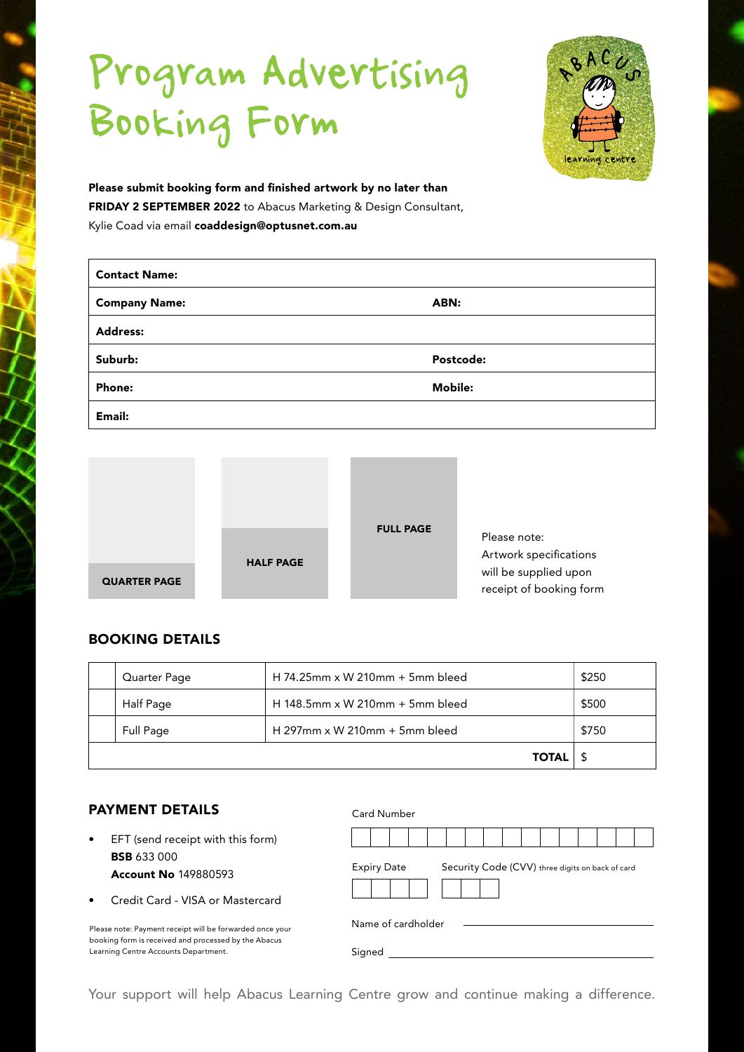# Program Advertising Booking Form

**Please submit booking form and finished artwork by no later than FRIDAY 2 SEPTEMBER 2022** to Abacus Marketing & Design Consultant, Kylie Coad via email **coaddesign@optusnet.com.au**

| | |
|---|---|
| **Contact Name:** | |
| **Company Name:** | **ABN:** |
| **Address:** | |
| **Suburb:** | **Postcode:** |
| **Phone:** | **Mobile:** |
| **Email:** | |

**QUARTER PAGE**

**HALF PAGE**

**FULL PAGE**

Please note: Artwork specifications will be supplied upon receipt of booking form

## BOOKING DETAILS

| | | | |
|---|---|---|---|
| | Quarter Page | H 74.25mm x W 210mm + 5mm bleed | $250 |
| | Half Page | H 148.5mm x W 210mm + 5mm bleed | $500 |
| | Full Page | H 297mm x W 210mm + 5mm bleed | $750 |
| | | **TOTAL** | $ |

## PAYMENT DETAILS

- EFT (send receipt with this form)
  **BSB** 633 000
  **Account No** 149880593
- Credit Card - VISA or Mastercard

Please note: Payment receipt will be forwarded once your booking form is received and processed by the Abacus Learning Centre Accounts Department.

Card Number

Expiry Date

Security Code (CVV) three digits on back of card

Name of cardholder ______________________

Signed ______________________

Your support will help Abacus Learning Centre grow and continue making a difference.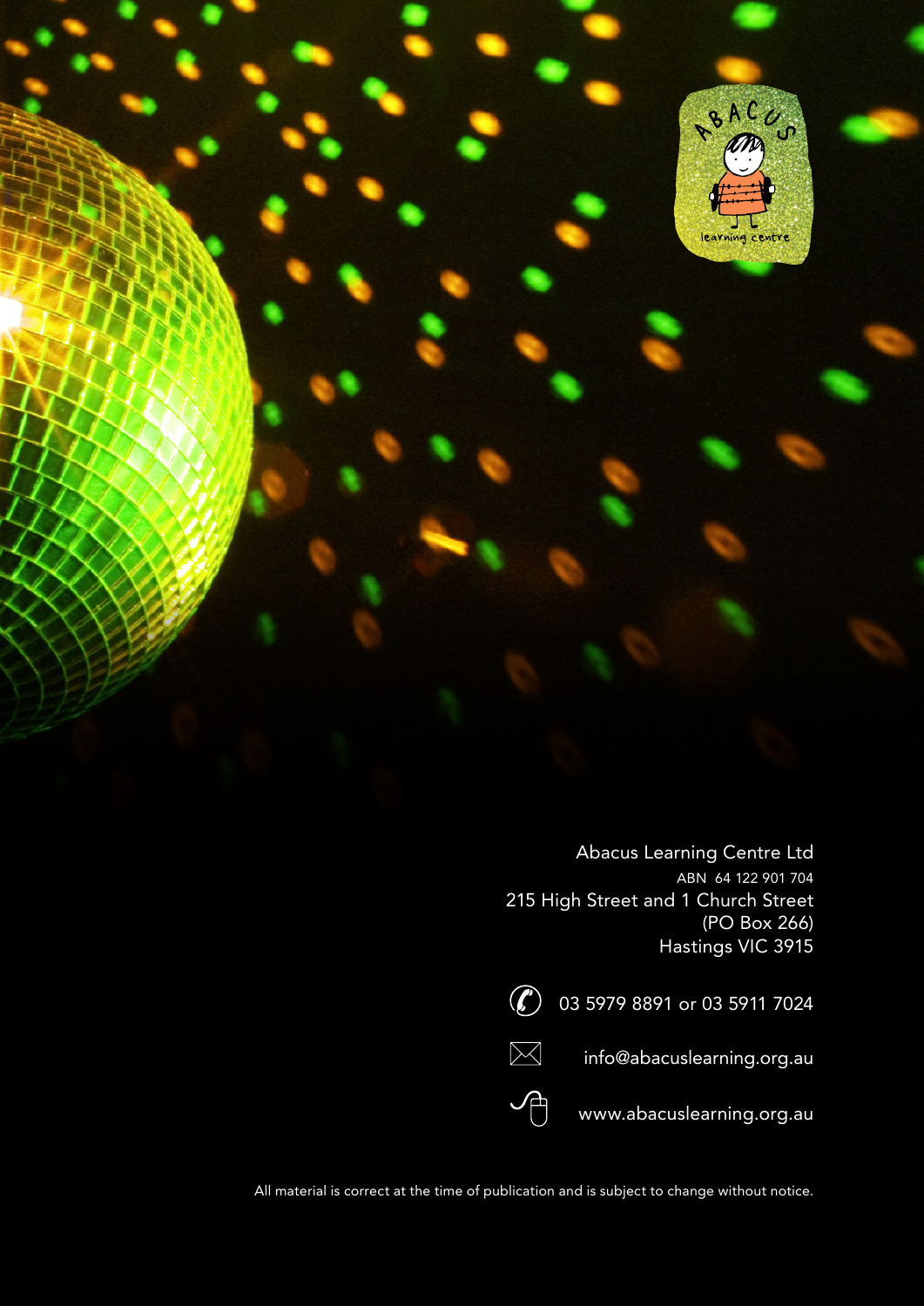Abacus Learning Centre Ltd

ABN 64 122 901 704

215 High Street and 1 Church Street

(PO Box 266)

Hastings VIC 3915

03 5979 8891 or 03 5911 7024

info@abacuslearning.org.au

www.abacuslearning.org.au

All material is correct at the time of publication and is subject to change without notice.